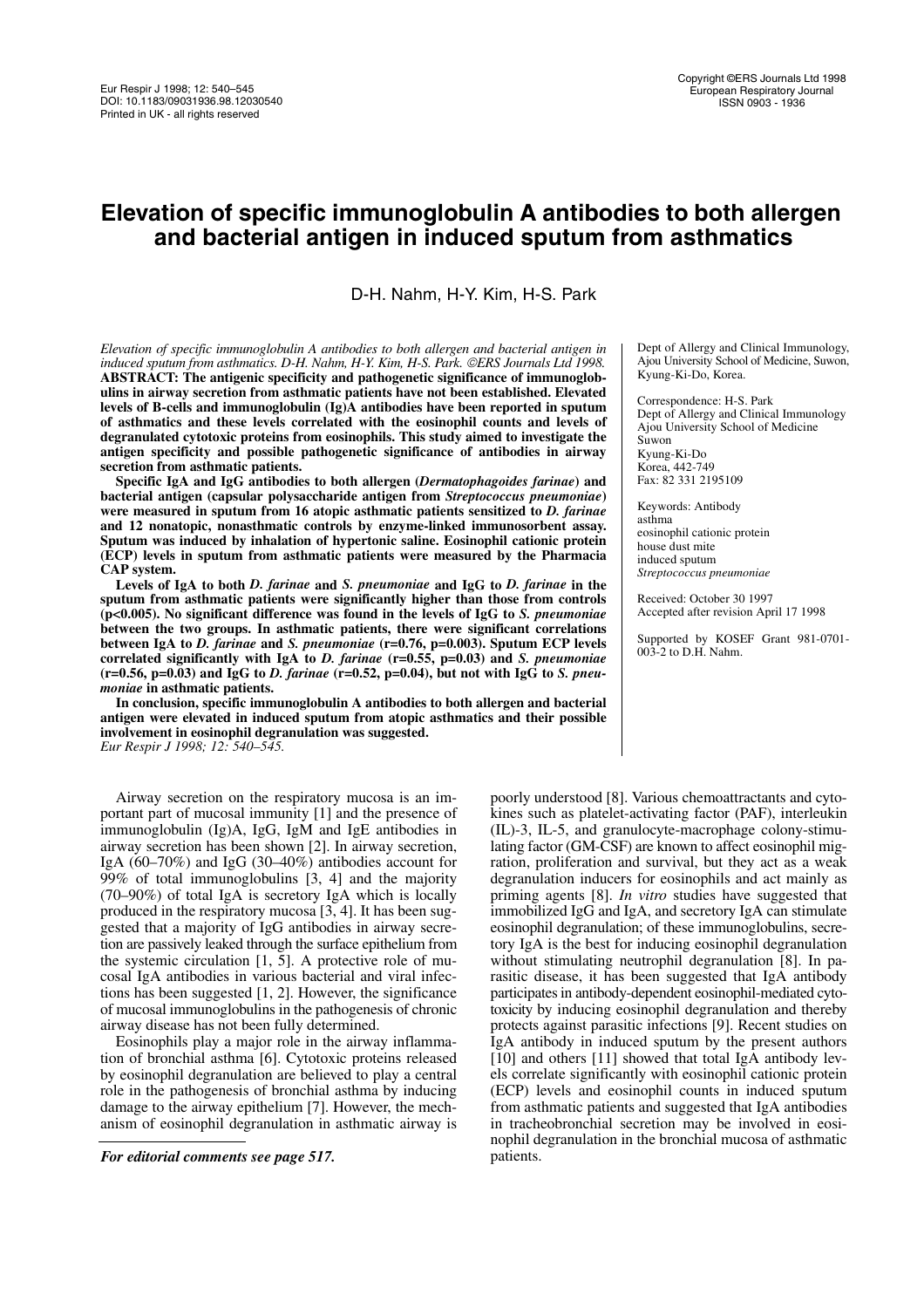# Elevation of specific immunoglobulin A antibodies to both allergen and bacterial antigen in induced sputum from asthmatics

D-H. Nahm, H-Y. Kim, H-S. Park

Dept of Allergy and Clinical Immunology, Ajou University School of Medicine, Suwon, Kyung-Ki-Do, Korea.

Correspondence: H-S. Park
Dept of Allergy and Clinical Immunology
Ajou University School of Medicine
Suwon
Kyung-Ki-Do
Korea, 442-749
Fax: 82 331 2195109

Keywords: Antibody
asthma
eosinophil cationic protein
house dust mite
induced sputum
*Streptococcus pneumoniae*

Received: October 30 1997
Accepted after revision April 17 1998

Supported by KOSEF Grant 981-0701-003-2 to D.H. Nahm.

*Elevation of specific immunoglobulin A antibodies to both allergen and bacterial antigen in induced sputum from asthmatics. D-H. Nahm, H-Y. Kim, H-S. Park. ©ERS Journals Ltd 1998.*

**ABSTRACT: The antigenic specificity and pathogenetic significance of immunoglobulins in airway secretion from asthmatic patients have not been established. Elevated levels of B-cells and immunoglobulin (Ig)A antibodies have been reported in sputum of asthmatics and these levels correlated with the eosinophil counts and levels of degranulated cytotoxic proteins from eosinophils. This study aimed to investigate the antigen specificity and possible pathogenetic significance of antibodies in airway secretion from asthmatic patients.**

**Specific IgA and IgG antibodies to both allergen (*Dermatophagoides farinae*) and bacterial antigen (capsular polysaccharide antigen from *Streptococcus pneumoniae*) were measured in sputum from 16 atopic asthmatic patients sensitized to *D. farinae* and 12 nonatopic, nonasthmatic controls by enzyme-linked immunosorbent assay. Sputum was induced by inhalation of hypertonic saline. Eosinophil cationic protein (ECP) levels in sputum from asthmatic patients were measured by the Pharmacia CAP system.**

**Levels of IgA to both *D. farinae* and *S. pneumoniae* and IgG to *D. farinae* in the sputum from asthmatic patients were significantly higher than those from controls ($p<0.005$). No significant difference was found in the levels of IgG to *S. pneumoniae* between the two groups. In asthmatic patients, there were significant correlations between IgA to *D. farinae* and *S. pneumoniae* ($r=0.76$, $p=0.003$). Sputum ECP levels correlated significantly with IgA to *D. farinae* ($r=0.55$, $p=0.03$) and *S. pneumoniae* ($r=0.56$, $p=0.03$) and IgG to *D. farinae* ($r=0.52$, $p=0.04$), but not with IgG to *S. pneumoniae* in asthmatic patients.**

**In conclusion, specific immunoglobulin A antibodies to both allergen and bacterial antigen were elevated in induced sputum from atopic asthmatics and their possible involvement in eosinophil degranulation was suggested.**

*Eur Respir J 1998; 12: 540–545.*

Airway secretion on the respiratory mucosa is an important part of mucosal immunity [1] and the presence of immunoglobulin (Ig)A, IgG, IgM and IgE antibodies in airway secretion has been shown [2]. In airway secretion, IgA (60–70%) and IgG (30–40%) antibodies account for 99% of total immunoglobulins [3, 4] and the majority (70–90%) of total IgA is secretory IgA which is locally produced in the respiratory mucosa [3, 4]. It has been suggested that a majority of IgG antibodies in airway secretion are passively leaked through the surface epithelium from the systemic circulation [1, 5]. A protective role of mucosal IgA antibodies in various bacterial and viral infections has been suggested [1, 2]. However, the significance of mucosal immunoglobulins in the pathogenesis of chronic airway disease has not been fully determined.

Eosinophils play a major role in the airway inflammation of bronchial asthma [6]. Cytotoxic proteins released by eosinophil degranulation are believed to play a central role in the pathogenesis of bronchial asthma by inducing damage to the airway epithelium [7]. However, the mechanism of eosinophil degranulation in asthmatic airway is poorly understood [8]. Various chemoattractants and cytokines such as platelet-activating factor (PAF), interleukin (IL)-3, IL-5, and granulocyte-macrophage colony-stimulating factor (GM-CSF) are known to affect eosinophil migration, proliferation and survival, but they act as a weak degranulation inducers for eosinophils and act mainly as priming agents [8]. *In vitro* studies have suggested that immobilized IgG and IgA, and secretory IgA can stimulate eosinophil degranulation; of these immunoglobulins, secretory IgA is the best for inducing eosinophil degranulation without stimulating neutrophil degranulation [8]. In parasitic disease, it has been suggested that IgA antibody participates in antibody-dependent eosinophil-mediated cytotoxicity by inducing eosinophil degranulation and thereby protects against parasitic infections [9]. Recent studies on IgA antibody in induced sputum by the present authors [10] and others [11] showed that total IgA antibody levels correlate significantly with eosinophil cationic protein (ECP) levels and eosinophil counts in induced sputum from asthmatic patients and suggested that IgA antibodies in tracheobronchial secretion may be involved in eosinophil degranulation in the bronchial mucosa of asthmatic patients.

***For editorial comments see page 517.***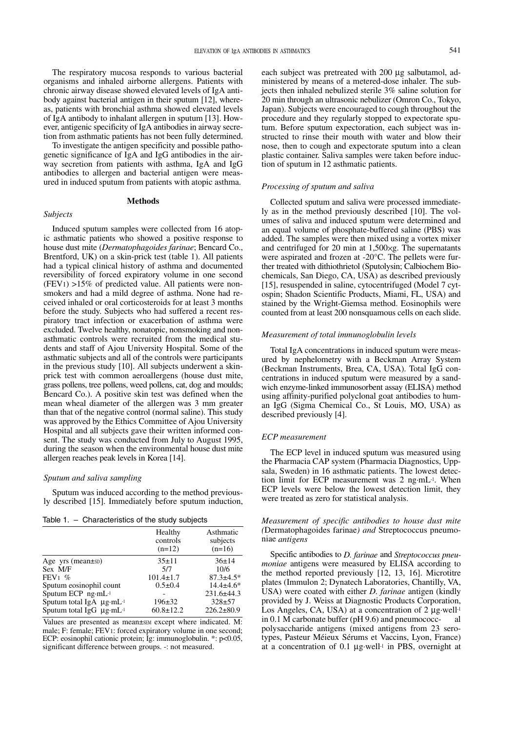The respiratory mucosa responds to various bacterial organisms and inhaled airborne allergens. Patients with chronic airway disease showed elevated levels of IgA antibody against bacterial antigen in their sputum [12], whereas, patients with bronchial asthma showed elevated levels of IgA antibody to inhalant allergen in sputum [13]. However, antigenic specificity of IgA antibodies in airway secretion from asthmatic patients has not been fully determined.

To investigate the antigen specificity and possible pathogenetic significance of IgA and IgG antibodies in the airway secretion from patients with asthma, IgA and IgG antibodies to allergen and bacterial antigen were measured in induced sputum from patients with atopic asthma.

## Methods

### *Subjects*

Induced sputum samples were collected from 16 atopic asthmatic patients who showed a positive response to house dust mite (*Dermatophagoides farinae*; Bencard Co., Brentford, UK) on a skin-prick test (table 1). All patients had a typical clinical history of asthma and documented reversibility of forced expiratory volume in one second ($FEV_1$) >15% of predicted value. All patients were nonsmokers and had a mild degree of asthma. None had received inhaled or oral corticosteroids for at least 3 months before the study. Subjects who had suffered a recent respiratory tract infection or exacerbation of asthma were excluded. Twelve healthy, nonatopic, nonsmoking and nonasthmatic controls were recruited from the medical students and staff of Ajou University Hospital. Some of the asthmatic subjects and all of the controls were participants in the previous study [10]. All subjects underwent a skin-prick test with common aeroallergens (house dust mite, grass pollens, tree pollens, weed pollens, cat, dog and moulds; Bencard Co.). A positive skin test was defined when the mean wheal diameter of the allergen was 3 mm greater than that of the negative control (normal saline). This study was approved by the Ethics Committee of Ajou University Hospital and all subjects gave their written informed consent. The study was conducted from July to August 1995, during the season when the environmental house dust mite allergen reaches peak levels in Korea [14].

### *Sputum and saliva sampling*

Sputum was induced according to the method previously described [15]. Immediately before sputum induction, each subject was pretreated with 200 µg salbutamol, administered by means of a metered-dose inhaler. The subjects then inhaled nebulized sterile 3% saline solution for 20 min through an ultrasonic nebulizer (Omron Co., Tokyo, Japan). Subjects were encouraged to cough throughout the procedure and they regularly stopped to expectorate sputum. Before sputum expectoration, each subject was instructed to rinse their mouth with water and blow their nose, then to cough and expectorate sputum into a clean plastic container. Saliva samples were taken before induction of sputum in 12 asthmatic patients.

Table 1. – Characteristics of the study subjects

| | Healthy controls (n=12) | Asthmatic subjects (n=16) |
|---|---|---|
| Age yrs (mean±SD) | 35±11 | 36±14 |
| Sex M/F | 5/7 | 10/6 |
| $FEV_1$ % | 101.4±1.7 | 87.3±4.5* |
| Sputum eosinophil count | 0.5±0.4 | 14.4±4.6* |
| Sputum ECP ng·mL$^{-1}$ | - | 231.6±44.3 |
| Sputum total IgA µg·mL$^{-1}$ | 196±32 | 328±57 |
| Sputum total IgG µg·mL$^{-1}$ | 60.8±12.2 | 226.2±80.9 |

Values are presented as mean±SEM except where indicated. M: male; F: female; $FEV_1$: forced expiratory volume in one second; ECP: eosinophil cationic protein; Ig: immunoglobulin. *: $p<0.05$, significant difference between groups. -: not measured.

### *Processing of sputum and saliva*

Collected sputum and saliva were processed immediately as in the method previously described [10]. The volumes of saliva and induced sputum were determined and an equal volume of phosphate-buffered saline (PBS) was added. The samples were then mixed using a vortex mixer and centrifuged for 20 min at 1,500×g. The supernatants were aspirated and frozen at -20°C. The pellets were further treated with dithiothrietol (Sputolysin; Calbiochem Biochemicals, San Diego, CA, USA) as described previously [15], resuspended in saline, cytocentrifuged (Model 7 cytospin; Shadon Scientific Products, Miami, FL, USA) and stained by the Wright-Giemsa method. Eosinophils were counted from at least 200 nonsquamous cells on each slide.

### *Measurement of total immunoglobulin levels*

Total IgA concentrations in induced sputum were measured by nephelometry with a Beckman Array System (Beckman Instruments, Brea, CA, USA). Total IgG concentrations in induced sputum were measured by a sandwich enzyme-linked immunosorbent assay (ELISA) method using affinity-purified polyclonal goat antibodies to human IgG (Sigma Chemical Co., St Louis, MO, USA) as described previously [4].

### *ECP measurement*

The ECP level in induced sputum was measured using the Pharmacia CAP system (Pharmacia Diagnostics, Uppsala, Sweden) in 16 asthmatic patients. The lowest detection limit for ECP measurement was 2 ng·mL$^{-1}$. When ECP levels were below the lowest detection limit, they were treated as zero for statistical analysis.

### *Measurement of specific antibodies to house dust mite (*Dermatophagoides farinae*) and* Streptococcus pneumoniae *antigens*

Specific antibodies to *D. farinae* and *Streptococcus pneumoniae* antigens were measured by ELISA according to the method reported previously [12, 13, 16]. Microtitre plates (Immulon 2; Dynatech Laboratories, Chantilly, VA, USA) were coated with either *D. farinae* antigen (kindly provided by J. Weiss at Diagnostic Products Corporation, Los Angeles, CA, USA) at a concentration of 2 µg·well$^{-1}$ in 0.1 M carbonate buffer (pH 9.6) and pneumococcal polysaccharide antigens (mixed antigens from 23 serotypes, Pasteur Méieux Sérums et Vaccins, Lyon, France) at a concentration of 0.1 µg·well$^{-1}$ in PBS, overnight at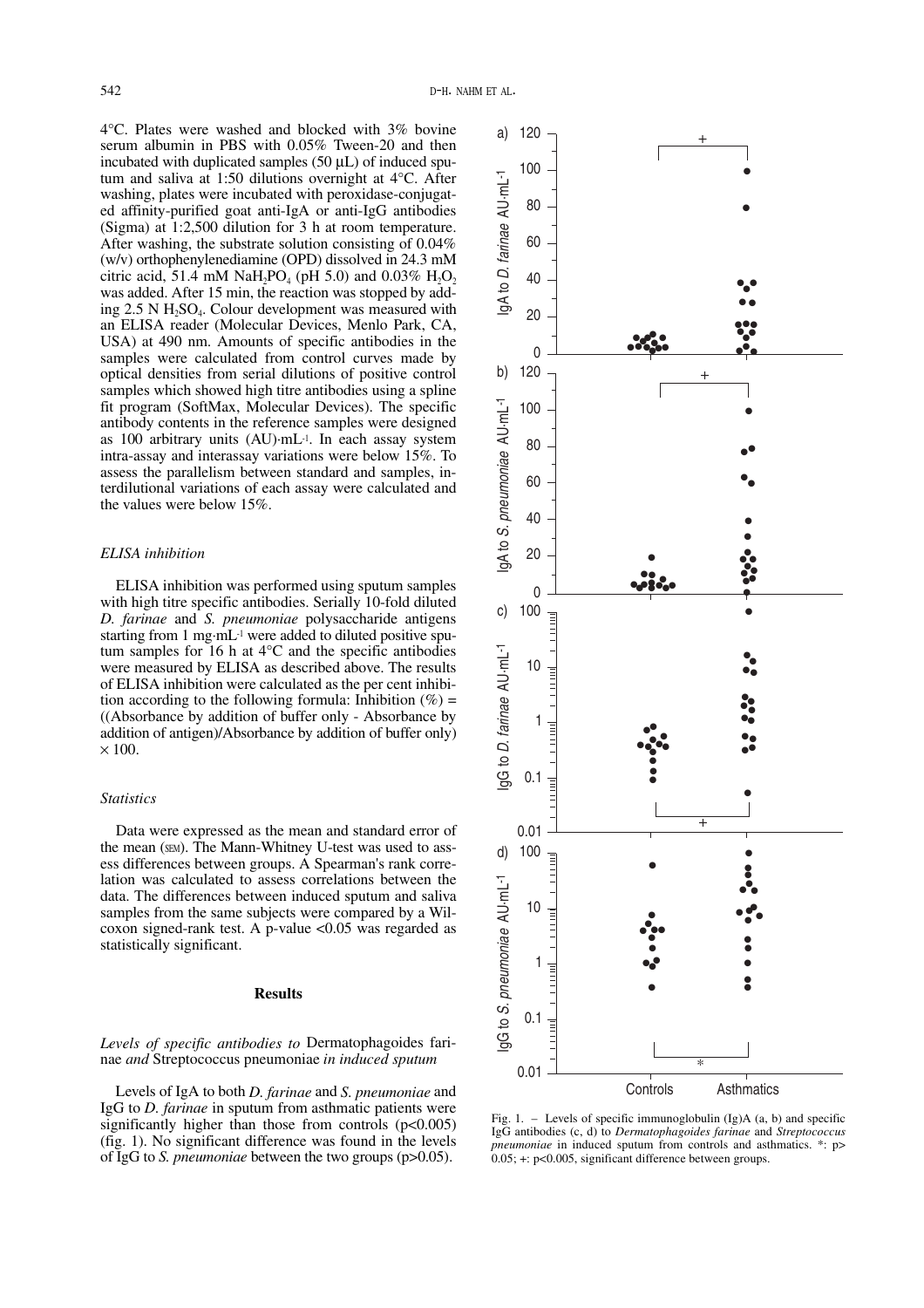4°C. Plates were washed and blocked with 3% bovine serum albumin in PBS with 0.05% Tween-20 and then incubated with duplicated samples (50 µL) of induced sputum and saliva at 1:50 dilutions overnight at 4°C. After washing, plates were incubated with peroxidase-conjugated affinity-purified goat anti-IgA or anti-IgG antibodies (Sigma) at 1:2,500 dilution for 3 h at room temperature. After washing, the substrate solution consisting of 0.04% (w/v) orthophenylenediamine (OPD) dissolved in 24.3 mM citric acid, 51.4 mM $NaH_2PO_4$ (pH 5.0) and 0.03% $H_2O_2$ was added. After 15 min, the reaction was stopped by adding 2.5 N $H_2SO_4$. Colour development was measured with an ELISA reader (Molecular Devices, Menlo Park, CA, USA) at 490 nm. Amounts of specific antibodies in the samples were calculated from control curves made by optical densities from serial dilutions of positive control samples which showed high titre antibodies using a spline fit program (SoftMax, Molecular Devices). The specific antibody contents in the reference samples were designed as 100 arbitrary units (AU)·mL$^{-1}$. In each assay system intra-assay and interassay variations were below 15%. To assess the parallelism between standard and samples, interdilutional variations of each assay were calculated and the values were below 15%.

### *ELISA inhibition*

ELISA inhibition was performed using sputum samples with high titre specific antibodies. Serially 10-fold diluted *D. farinae* and *S. pneumoniae* polysaccharide antigens starting from 1 mg·mL$^{-1}$ were added to diluted positive sputum samples for 16 h at 4°C and the specific antibodies were measured by ELISA as described above. The results of ELISA inhibition were calculated as the per cent inhibition according to the following formula: Inhibition (%) = ((Absorbance by addition of buffer only - Absorbance by addition of antigen)/Absorbance by addition of buffer only) × 100.

### *Statistics*

Data were expressed as the mean and standard error of the mean (SEM). The Mann-Whitney U-test was used to assess differences between groups. A Spearman's rank correlation was calculated to assess correlations between the data. The differences between induced sputum and saliva samples from the same subjects were compared by a Wilcoxon signed-rank test. A p-value <0.05 was regarded as statistically significant.

## Results

### *Levels of specific antibodies to* Dermatophagoides farinae *and* Streptococcus pneumoniae *in induced sputum*

Levels of IgA to both *D. farinae* and *S. pneumoniae* and IgG to *D. farinae* in sputum from asthmatic patients were significantly higher than those from controls ($p<0.005$) (fig. 1). No significant difference was found in the levels of IgG to *S. pneumoniae* between the two groups ($p>0.05$).

Fig. 1. – Levels of specific immunoglobulin (Ig)A (a, b) and specific IgG antibodies (c, d) to *Dermatophagoides farinae* and *Streptococcus pneumoniae* in induced sputum from controls and asthmatics. *: p> 0.05; +: p<0.005, significant difference between groups.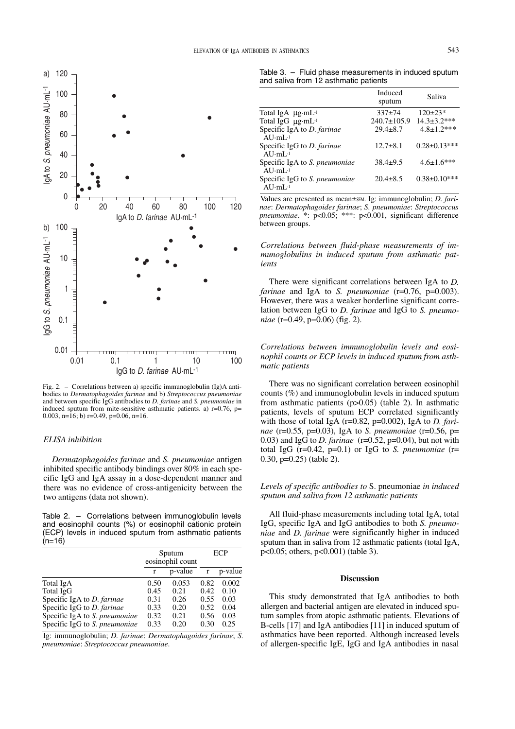Fig. 2. – Correlations between a) specific immunoglobulin (Ig)A antibodies to *Dermatophagoides farinae* and b) *Streptococcus pneumoniae* and between specific IgG antibodies to *D. farinae* and *S. pneumoniae* in induced sputum from mite-sensitive asthmatic patients. a) r=0.76, p=0.003, n=16; b) r=0.49, p=0.06, n=16.

### *ELISA inhibition*

*Dermatophagoides farinae* and *S. pneumoniae* antigen inhibited specific antibody bindings over 80% in each specific IgG and IgA assay in a dose-dependent manner and there was no evidence of cross-antigenicity between the two antigens (data not shown).

Table 2. – Correlations between immunoglobulin levels and eosinophil counts (%) or eosinophil cationic protein (ECP) levels in induced sputum from asthmatic patients (n=16)

| | Sputum eosinophil count | | ECP | |
|---|---|---|---|---|
| | r | p-value | r | p-value |
| Total IgA | 0.50 | 0.053 | 0.82 | 0.002 |
| Total IgG | 0.45 | 0.21 | 0.42 | 0.10 |
| Specific IgA to *D. farinae* | 0.31 | 0.26 | 0.55 | 0.03 |
| Specific IgG to *D. farinae* | 0.33 | 0.20 | 0.52 | 0.04 |
| Specific IgA to *S. pneumoniae* | 0.32 | 0.21 | 0.56 | 0.03 |
| Specific IgG to *S. pneumoniae* | 0.33 | 0.20 | 0.30 | 0.25 |

Ig: immunoglobulin; *D. farinae*: *Dermatophagoides farinae*; *S. pneumoniae*: *Streptococcus pneumoniae*.

Table 3. – Fluid phase measurements in induced sputum and saliva from 12 asthmatic patients

| | Induced sputum | Saliva |
|---|---|---|
| Total IgA $\mu g \cdot mL^{-1}$ | 337±74 | 120±23* |
| Total IgG $\mu g \cdot mL^{-1}$ | 240.7±105.9 | 14.3±3.2*** |
| Specific IgA to *D. farinae* $AU \cdot mL^{-1}$ | 29.4±8.7 | 4.8±1.2*** |
| Specific IgG to *D. farinae* $AU \cdot mL^{-1}$ | 12.7±8.1 | 0.28±0.13*** |
| Specific IgA to *S. pneumoniae* $AU \cdot mL^{-1}$ | 38.4±9.5 | 4.6±1.6*** |
| Specific IgG to *S. pneumoniae* $AU \cdot mL^{-1}$ | 20.4±8.5 | 0.38±0.10*** |

Values are presented as mean±SEM. Ig: immunoglobulin; *D. farinae*: *Dermatophagoides farinae*; *S. pneumoniae*: *Streptococcus pneumoniae*. *: $p<0.05$; ***: $p<0.001$, significant difference between groups.

### *Correlations between fluid-phase measurements of immunoglobulins in induced sputum from asthmatic patients*

There were significant correlations between IgA to *D. farinae* and IgA to *S. pneumoniae* (r=0.76, p=0.003). However, there was a weaker borderline significant correlation between IgG to *D. farinae* and IgG to *S. pneumoniae* (r=0.49, p=0.06) (fig. 2).

### *Correlations between immunoglobulin levels and eosinophil counts or ECP levels in induced sputum from asthmatic patients*

There was no significant correlation between eosinophil counts (%) and immunoglobulin levels in induced sputum from asthmatic patients (p>0.05) (table 2). In asthmatic patients, levels of sputum ECP correlated significantly with those of total IgA (r=0.82, p=0.002), IgA to *D. farinae* (r=0.55, p=0.03), IgA to *S. pneumoniae* (r=0.56, p=0.03) and IgG to *D. farinae* (r=0.52, p=0.04), but not with total IgG (r=0.42, p=0.1) or IgG to *S. pneumoniae* (r=0.30, p=0.25) (table 2).

### *Levels of specific antibodies to* S. pneumoniae *in induced sputum and saliva from 12 asthmatic patients*

All fluid-phase measurements including total IgA, total IgG, specific IgA and IgG antibodies to both *S. pneumoniae* and *D. farinae* were significantly higher in induced sputum than in saliva from 12 asthmatic patients (total IgA, p<0.05; others, p<0.001) (table 3).

## Discussion

This study demonstrated that IgA antibodies to both allergen and bacterial antigen are elevated in induced sputum samples from atopic asthmatic patients. Elevations of B-cells [17] and IgA antibodies [11] in induced sputum of asthmatics have been reported. Although increased levels of allergen-specific IgE, IgG and IgA antibodies in nasal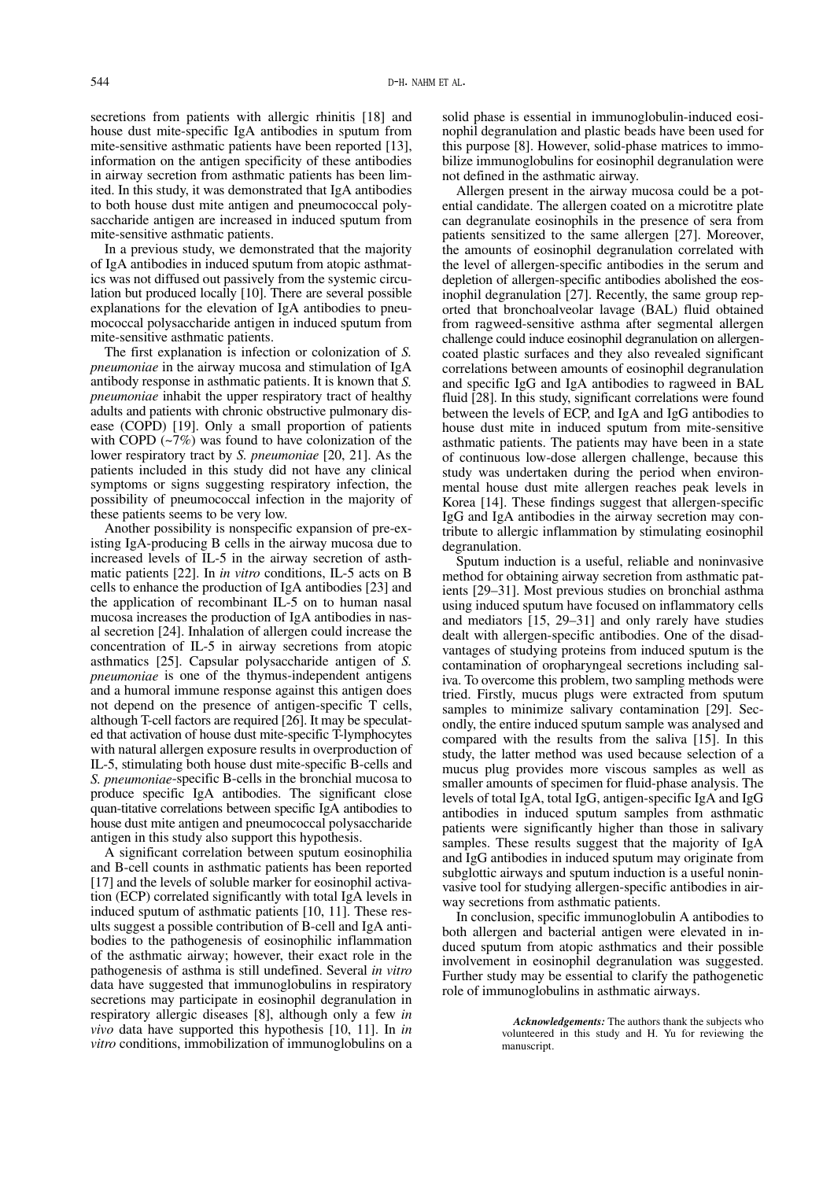secretions from patients with allergic rhinitis [18] and house dust mite-specific IgA antibodies in sputum from mite-sensitive asthmatic patients have been reported [13], information on the antigen specificity of these antibodies in airway secretion from asthmatic patients has been limited. In this study, it was demonstrated that IgA antibodies to both house dust mite antigen and pneumococcal polysaccharide antigen are increased in induced sputum from mite-sensitive asthmatic patients.

In a previous study, we demonstrated that the majority of IgA antibodies in induced sputum from atopic asthmatics was not diffused out passively from the systemic circulation but produced locally [10]. There are several possible explanations for the elevation of IgA antibodies to pneumococcal polysaccharide antigen in induced sputum from mite-sensitive asthmatic patients.

The first explanation is infection or colonization of *S. pneumoniae* in the airway mucosa and stimulation of IgA antibody response in asthmatic patients. It is known that *S. pneumoniae* inhabit the upper respiratory tract of healthy adults and patients with chronic obstructive pulmonary disease (COPD) [19]. Only a small proportion of patients with COPD (~7%) was found to have colonization of the lower respiratory tract by *S. pneumoniae* [20, 21]. As the patients included in this study did not have any clinical symptoms or signs suggesting respiratory infection, the possibility of pneumococcal infection in the majority of these patients seems to be very low.

Another possibility is nonspecific expansion of pre-existing IgA-producing B cells in the airway mucosa due to increased levels of IL-5 in the airway secretion of asthmatic patients [22]. In *in vitro* conditions, IL-5 acts on B cells to enhance the production of IgA antibodies [23] and the application of recombinant IL-5 on to human nasal mucosa increases the production of IgA antibodies in nasal secretion [24]. Inhalation of allergen could increase the concentration of IL-5 in airway secretions from atopic asthmatics [25]. Capsular polysaccharide antigen of *S. pneumoniae* is one of the thymus-independent antigens and a humoral immune response against this antigen does not depend on the presence of antigen-specific T cells, although T-cell factors are required [26]. It may be speculated that activation of house dust mite-specific T-lymphocytes with natural allergen exposure results in overproduction of IL-5, stimulating both house dust mite-specific B-cells and *S. pneumoniae*-specific B-cells in the bronchial mucosa to produce specific IgA antibodies. The significant close quan-titative correlations between specific IgA antibodies to house dust mite antigen and pneumococcal polysaccharide antigen in this study also support this hypothesis.

A significant correlation between sputum eosinophilia and B-cell counts in asthmatic patients has been reported [17] and the levels of soluble marker for eosinophil activation (ECP) correlated significantly with total IgA levels in induced sputum of asthmatic patients [10, 11]. These results suggest a possible contribution of B-cell and IgA antibodies to the pathogenesis of eosinophilic inflammation of the asthmatic airway; however, their exact role in the pathogenesis of asthma is still undefined. Several *in vitro* data have suggested that immunoglobulins in respiratory secretions may participate in eosinophil degranulation in respiratory allergic diseases [8], although only a few *in vivo* data have supported this hypothesis [10, 11]. In *in vitro* conditions, immobilization of immunoglobulins on a solid phase is essential in immunoglobulin-induced eosinophil degranulation and plastic beads have been used for this purpose [8]. However, solid-phase matrices to immobilize immunoglobulins for eosinophil degranulation were not defined in the asthmatic airway.

Allergen present in the airway mucosa could be a potential candidate. The allergen coated on a microtitre plate can degranulate eosinophils in the presence of sera from patients sensitized to the same allergen [27]. Moreover, the amounts of eosinophil degranulation correlated with the level of allergen-specific antibodies in the serum and depletion of allergen-specific antibodies abolished the eosinophil degranulation [27]. Recently, the same group reported that bronchoalveolar lavage (BAL) fluid obtained from ragweed-sensitive asthma after segmental allergen challenge could induce eosinophil degranulation on allergen-coated plastic surfaces and they also revealed significant correlations between amounts of eosinophil degranulation and specific IgG and IgA antibodies to ragweed in BAL fluid [28]. In this study, significant correlations were found between the levels of ECP, and IgA and IgG antibodies to house dust mite in induced sputum from mite-sensitive asthmatic patients. The patients may have been in a state of continuous low-dose allergen challenge, because this study was undertaken during the period when environmental house dust mite allergen reaches peak levels in Korea [14]. These findings suggest that allergen-specific IgG and IgA antibodies in the airway secretion may contribute to allergic inflammation by stimulating eosinophil degranulation.

Sputum induction is a useful, reliable and noninvasive method for obtaining airway secretion from asthmatic patients [29–31]. Most previous studies on bronchial asthma using induced sputum have focused on inflammatory cells and mediators [15, 29–31] and only rarely have studies dealt with allergen-specific antibodies. One of the disadvantages of studying proteins from induced sputum is the contamination of oropharyngeal secretions including saliva. To overcome this problem, two sampling methods were tried. Firstly, mucus plugs were extracted from sputum samples to minimize salivary contamination [29]. Secondly, the entire induced sputum sample was analysed and compared with the results from the saliva [15]. In this study, the latter method was used because selection of a mucus plug provides more viscous samples as well as smaller amounts of specimen for fluid-phase analysis. The levels of total IgA, total IgG, antigen-specific IgA and IgG antibodies in induced sputum samples from asthmatic patients were significantly higher than those in salivary samples. These results suggest that the majority of IgA and IgG antibodies in induced sputum may originate from subglottic airways and sputum induction is a useful noninvasive tool for studying allergen-specific antibodies in airway secretions from asthmatic patients.

In conclusion, specific immunoglobulin A antibodies to both allergen and bacterial antigen were elevated in induced sputum from atopic asthmatics and their possible involvement in eosinophil degranulation was suggested. Further study may be essential to clarify the pathogenetic role of immunoglobulins in asthmatic airways.

***Acknowledgements:*** The authors thank the subjects who volunteered in this study and H. Yu for reviewing the manuscript.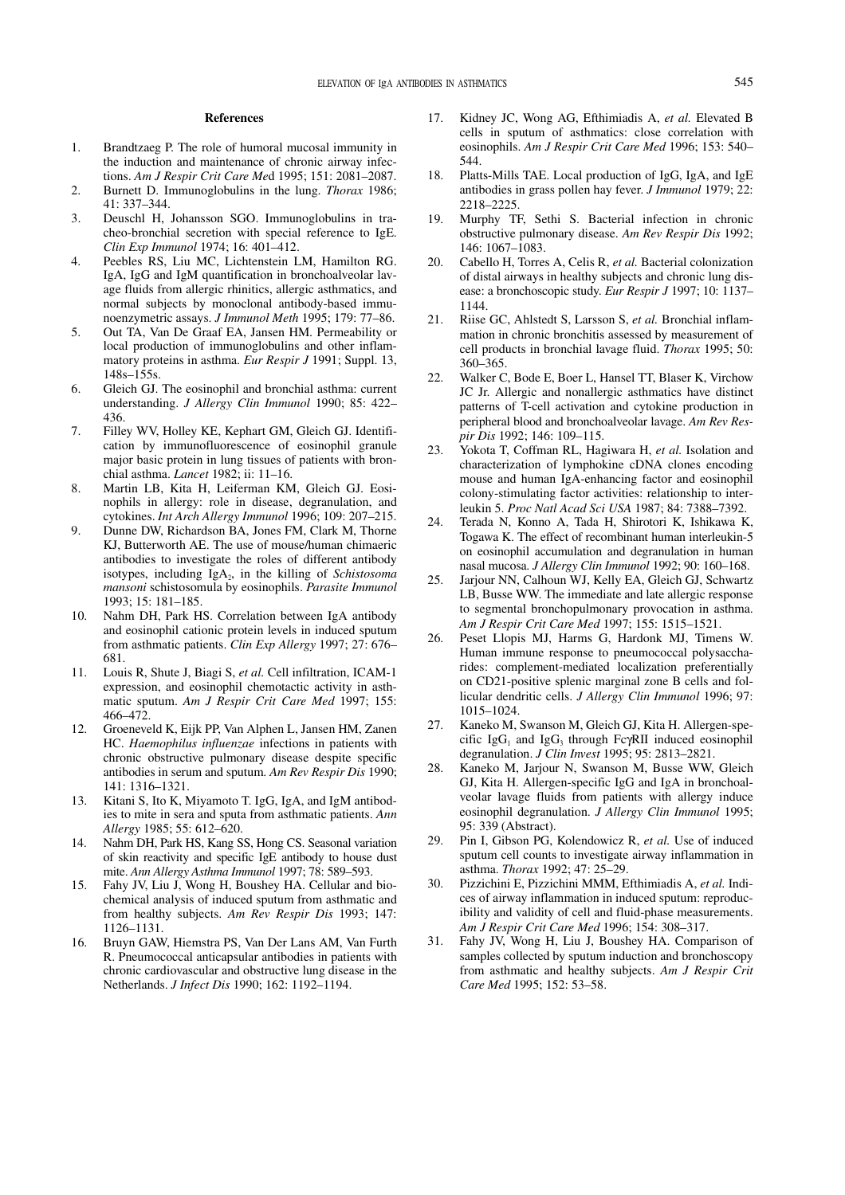## References

1. Brandtzaeg P. The role of humoral mucosal immunity in the induction and maintenance of chronic airway infections. *Am J Respir Crit Care Me*d 1995; 151: 2081–2087.
2. Burnett D. Immunoglobulins in the lung. *Thorax* 1986; 41: 337–344.
3. Deuschl H, Johansson SGO. Immunoglobulins in tracheo-bronchial secretion with special reference to IgE. *Clin Exp Immunol* 1974; 16: 401–412.
4. Peebles RS, Liu MC, Lichtenstein LM, Hamilton RG. IgA, IgG and IgM quantification in bronchoalveolar lavage fluids from allergic rhinitics, allergic asthmatics, and normal subjects by monoclonal antibody-based immunoenzymetric assays. *J Immunol Meth* 1995; 179: 77–86.
5. Out TA, Van De Graaf EA, Jansen HM. Permeability or local production of immunoglobulins and other inflammatory proteins in asthma. *Eur Respir J* 1991; Suppl. 13, 148s–155s.
6. Gleich GJ. The eosinophil and bronchial asthma: current understanding. *J Allergy Clin Immunol* 1990; 85: 422–436.
7. Filley WV, Holley KE, Kephart GM, Gleich GJ. Identification by immunofluorescence of eosinophil granule major basic protein in lung tissues of patients with bronchial asthma. *Lancet* 1982; ii: 11–16.
8. Martin LB, Kita H, Leiferman KM, Gleich GJ. Eosinophils in allergy: role in disease, degranulation, and cytokines. *Int Arch Allergy Immunol* 1996; 109: 207–215.
9. Dunne DW, Richardson BA, Jones FM, Clark M, Thorne KJ, Butterworth AE. The use of mouse/human chimaeric antibodies to investigate the roles of different antibody isotypes, including $IgA_2$, in the killing of *Schistosoma mansoni* schistosomula by eosinophils. *Parasite Immunol* 1993; 15: 181–185.
10. Nahm DH, Park HS. Correlation between IgA antibody and eosinophil cationic protein levels in induced sputum from asthmatic patients. *Clin Exp Allergy* 1997; 27: 676–681.
11. Louis R, Shute J, Biagi S, *et al.* Cell infiltration, ICAM-1 expression, and eosinophil chemotactic activity in asthmatic sputum. *Am J Respir Crit Care Med* 1997; 155: 466–472.
12. Groeneveld K, Eijk PP, Van Alphen L, Jansen HM, Zanen HC. *Haemophilus influenzae* infections in patients with chronic obstructive pulmonary disease despite specific antibodies in serum and sputum. *Am Rev Respir Dis* 1990; 141: 1316–1321.
13. Kitani S, Ito K, Miyamoto T. IgG, IgA, and IgM antibodies to mite in sera and sputa from asthmatic patients. *Ann Allergy* 1985; 55: 612–620.
14. Nahm DH, Park HS, Kang SS, Hong CS. Seasonal variation of skin reactivity and specific IgE antibody to house dust mite. *Ann Allergy Asthma Immunol* 1997; 78: 589–593.
15. Fahy JV, Liu J, Wong H, Boushey HA. Cellular and biochemical analysis of induced sputum from asthmatic and from healthy subjects. *Am Rev Respir Dis* 1993; 147: 1126–1131.
16. Bruyn GAW, Hiemstra PS, Van Der Lans AM, Van Furth R. Pneumococcal anticapsular antibodies in patients with chronic cardiovascular and obstructive lung disease in the Netherlands. *J Infect Dis* 1990; 162: 1192–1194.
17. Kidney JC, Wong AG, Efthimiadis A, *et al.* Elevated B cells in sputum of asthmatics: close correlation with eosinophils. *Am J Respir Crit Care Med* 1996; 153: 540–544.
18. Platts-Mills TAE. Local production of IgG, IgA, and IgE antibodies in grass pollen hay fever. *J Immunol* 1979; 22: 2218–2225.
19. Murphy TF, Sethi S. Bacterial infection in chronic obstructive pulmonary disease. *Am Rev Respir Dis* 1992; 146: 1067–1083.
20. Cabello H, Torres A, Celis R, *et al.* Bacterial colonization of distal airways in healthy subjects and chronic lung disease: a bronchoscopic study. *Eur Respir J* 1997; 10: 1137–1144.
21. Riise GC, Ahlstedt S, Larsson S, *et al.* Bronchial inflammation in chronic bronchitis assessed by measurement of cell products in bronchial lavage fluid. *Thorax* 1995; 50: 360–365.
22. Walker C, Bode E, Boer L, Hansel TT, Blaser K, Virchow JC Jr. Allergic and nonallergic asthmatics have distinct patterns of T-cell activation and cytokine production in peripheral blood and bronchoalveolar lavage. *Am Rev Respir Dis* 1992; 146: 109–115.
23. Yokota T, Coffman RL, Hagiwara H, *et al.* Isolation and characterization of lymphokine cDNA clones encoding mouse and human IgA-enhancing factor and eosinophil colony-stimulating factor activities: relationship to interleukin 5. *Proc Natl Acad Sci USA* 1987; 84: 7388–7392.
24. Terada N, Konno A, Tada H, Shirotori K, Ishikawa K, Togawa K. The effect of recombinant human interleukin-5 on eosinophil accumulation and degranulation in human nasal mucosa. *J Allergy Clin Immunol* 1992; 90: 160–168.
25. Jarjour NN, Calhoun WJ, Kelly EA, Gleich GJ, Schwartz LB, Busse WW. The immediate and late allergic response to segmental bronchopulmonary provocation in asthma. *Am J Respir Crit Care Med* 1997; 155: 1515–1521.
26. Peset Llopis MJ, Harms G, Hardonk MJ, Timens W. Human immune response to pneumococcal polysaccharides: complement-mediated localization preferentially on CD21-positive splenic marginal zone B cells and follicular dendritic cells. *J Allergy Clin Immunol* 1996; 97: 1015–1024.
27. Kaneko M, Swanson M, Gleich GJ, Kita H. Allergen-specific $IgG_1$ and $IgG_3$ through FcγRII induced eosinophil degranulation. *J Clin Invest* 1995; 95: 2813–2821.
28. Kaneko M, Jarjour N, Swanson M, Busse WW, Gleich GJ, Kita H. Allergen-specific IgG and IgA in bronchoalveolar lavage fluids from patients with allergy induce eosinophil degranulation. *J Allergy Clin Immunol* 1995; 95: 339 (Abstract).
29. Pin I, Gibson PG, Kolendowicz R, *et al.* Use of induced sputum cell counts to investigate airway inflammation in asthma. *Thorax* 1992; 47: 25–29.
30. Pizzichini E, Pizzichini MMM, Efthimiadis A, *et al.* Indices of airway inflammation in induced sputum: reproducibility and validity of cell and fluid-phase measurements. *Am J Respir Crit Care Med* 1996; 154: 308–317.
31. Fahy JV, Wong H, Liu J, Boushey HA. Comparison of samples collected by sputum induction and bronchoscopy from asthmatic and healthy subjects. *Am J Respir Crit Care Med* 1995; 152: 53–58.